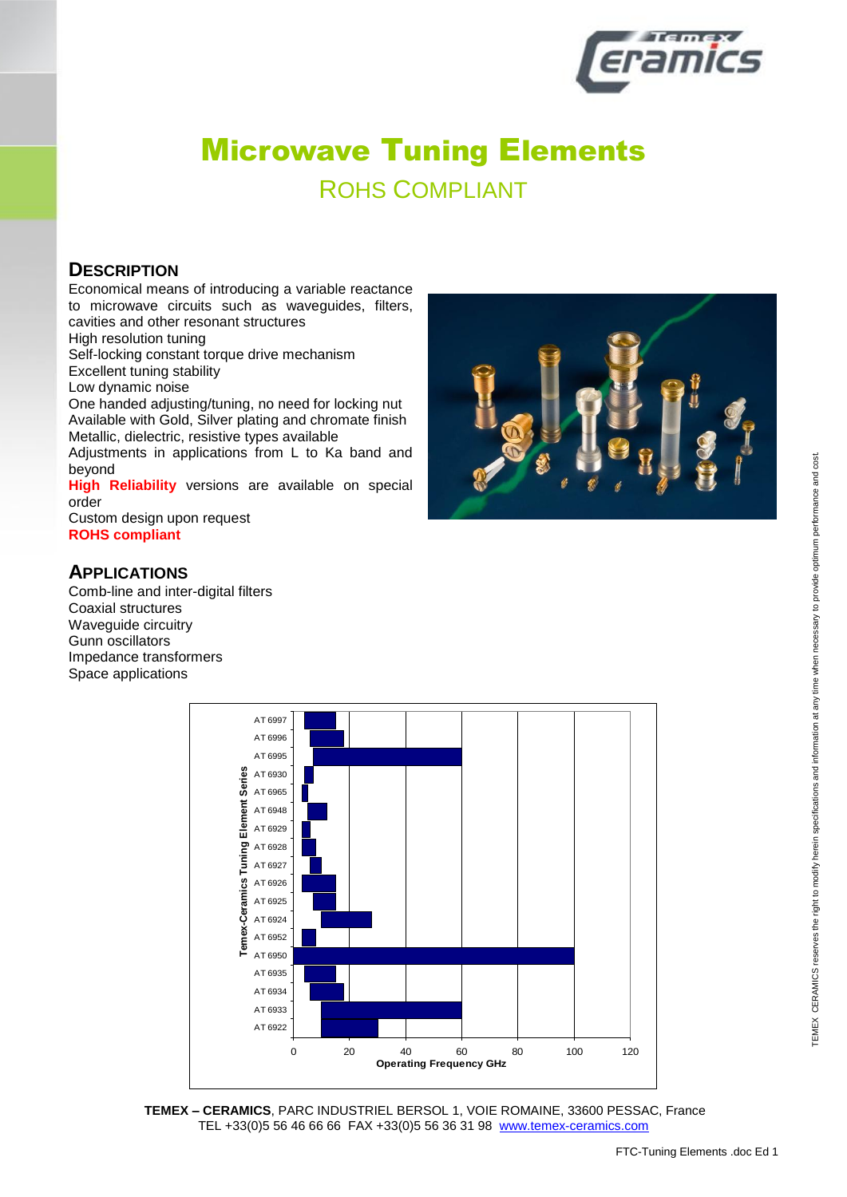# Microwave Tuning Elements

## ROHS COMPLIANT

## DESCRIPTION

Economical means of introducing a variable reactance to microwave circuits such as waveguides, filters, cavities and other resonant structures
High resolution tuning
Self-locking constant torque drive mechanism
Excellent tuning stability
Low dynamic noise
One handed adjusting/tuning, no need for locking nut
Available with Gold, Silver plating and chromate finish
Metallic, dielectric, resistive types available
Adjustments in applications from L to Ka band and beyond
**High Reliability** versions are available on special order
Custom design upon request
**ROHS compliant**

## APPLICATIONS

Comb-line and inter-digital filters
Coaxial structures
Waveguide circuitry
Gunn oscillators
Impedance transformers
Space applications

Temex-Ceramics Tuning Element Series — Operating Frequency GHz

| Series | Operating Frequency GHz (approx.) |
|---|---|
| AT 6997 | 4 – 15 |
| AT 6996 | 6 – 18 |
| AT 6995 | 7 – 60 |
| AT 6930 | 4 – 7 |
| AT 6965 | 3 – 5 |
| AT 6948 | 5 – 12 |
| AT 6929 | 3 – 6 |
| AT 6928 | 3 – 8 |
| AT 6927 | 6 – 10 |
| AT 6926 | 3 – 15 |
| AT 6925 | 7 – 15 |
| AT 6924 | 10 – 28 |
| AT 6952 | 3 – 8 |
| AT 6950 | 0 – 100 |
| AT 6935 | 4 – 15 |
| AT 6934 | 6 – 18 |
| AT 6933 | 10 – 60 |
| AT 6922 | 10 – 30 |

**TEMEX – CERAMICS**, PARC INDUSTRIEL BERSOL 1, VOIE ROMAINE, 33600 PESSAC, France
TEL +33(0)5 56 46 66 66 FAX +33(0)5 56 36 31 98 www.temex-ceramics.com

TEMEX CERAMICS reserves the right to modify herein specifications and information at any time when necessary to provide optimum performance and cost.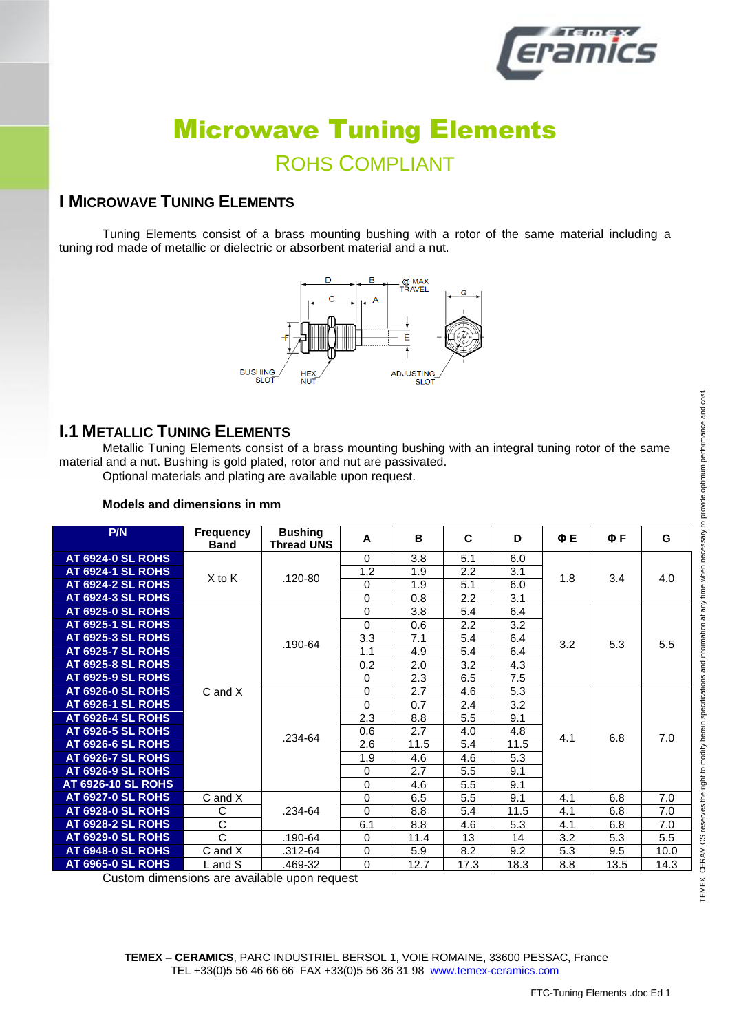# Microwave Tuning Elements

## ROHS COMPLIANT

## I MICROWAVE TUNING ELEMENTS

Tuning Elements consist of a brass mounting bushing with a rotor of the same material including a tuning rod made of metallic or dielectric or absorbent material and a nut.

## I.1 METALLIC TUNING ELEMENTS

Metallic Tuning Elements consist of a brass mounting bushing with an integral tuning rotor of the same material and a nut. Bushing is gold plated, rotor and nut are passivated.

Optional materials and plating are available upon request.

**Models and dimensions in mm**

| P/N | Frequency Band | Bushing Thread UNS | A | B | C | D | Φ E | Φ F | G |
|---|---|---|---|---|---|---|---|---|---|
| AT 6924-0 SL ROHS | X to K | .120-80 | 0 | 3.8 | 5.1 | 6.0 | 1.8 | 3.4 | 4.0 |
| AT 6924-1 SL ROHS | | | 1.2 | 1.9 | 2.2 | 3.1 | | | |
| AT 6924-2 SL ROHS | | | 0 | 1.9 | 5.1 | 6.0 | | | |
| AT 6924-3 SL ROHS | | | 0 | 0.8 | 2.2 | 3.1 | | | |
| AT 6925-0 SL ROHS | C and X | .190-64 | 0 | 3.8 | 5.4 | 6.4 | 3.2 | 5.3 | 5.5 |
| AT 6925-1 SL ROHS | | | 0 | 0.6 | 2.2 | 3.2 | | | |
| AT 6925-3 SL ROHS | | | 3.3 | 7.1 | 5.4 | 6.4 | | | |
| AT 6925-7 SL ROHS | | | 1.1 | 4.9 | 5.4 | 6.4 | | | |
| AT 6925-8 SL ROHS | | | 0.2 | 2.0 | 3.2 | 4.3 | | | |
| AT 6925-9 SL ROHS | | | 0 | 2.3 | 6.5 | 7.5 | | | |
| AT 6926-0 SL ROHS | | .234-64 | 0 | 2.7 | 4.6 | 5.3 | 4.1 | 6.8 | 7.0 |
| AT 6926-1 SL ROHS | | | 0 | 0.7 | 2.4 | 3.2 | | | |
| AT 6926-4 SL ROHS | | | 2.3 | 8.8 | 5.5 | 9.1 | | | |
| AT 6926-5 SL ROHS | | | 0.6 | 2.7 | 4.0 | 4.8 | | | |
| AT 6926-6 SL ROHS | | | 2.6 | 11.5 | 5.4 | 11.5 | | | |
| AT 6926-7 SL ROHS | | | 1.9 | 4.6 | 4.6 | 5.3 | | | |
| AT 6926-9 SL ROHS | | | 0 | 2.7 | 5.5 | 9.1 | | | |
| AT 6926-10 SL ROHS | | | 0 | 4.6 | 5.5 | 9.1 | | | |
| AT 6927-0 SL ROHS | C and X | .234-64 | 0 | 6.5 | 5.5 | 9.1 | 4.1 | 6.8 | 7.0 |
| AT 6928-0 SL ROHS | C | | 0 | 8.8 | 5.4 | 11.5 | 4.1 | 6.8 | 7.0 |
| AT 6928-2 SL ROHS | C | | 6.1 | 8.8 | 4.6 | 5.3 | 4.1 | 6.8 | 7.0 |
| AT 6929-0 SL ROHS | C | .190-64 | 0 | 11.4 | 13 | 14 | 3.2 | 5.3 | 5.5 |
| AT 6948-0 SL ROHS | C and X | .312-64 | 0 | 5.9 | 8.2 | 9.2 | 5.3 | 9.5 | 10.0 |
| AT 6965-0 SL ROHS | L and S | .469-32 | 0 | 12.7 | 17.3 | 18.3 | 8.8 | 13.5 | 14.3 |

Custom dimensions are available upon request

TEMEX CERAMICS reserves the right to modify herein specifications and information at any time when necessary to provide optimum performance and cost.

**TEMEX – CERAMICS**, PARC INDUSTRIEL BERSOL 1, VOIE ROMAINE, 33600 PESSAC, France
TEL +33(0)5 56 46 66 66 FAX +33(0)5 56 36 31 98 www.temex-ceramics.com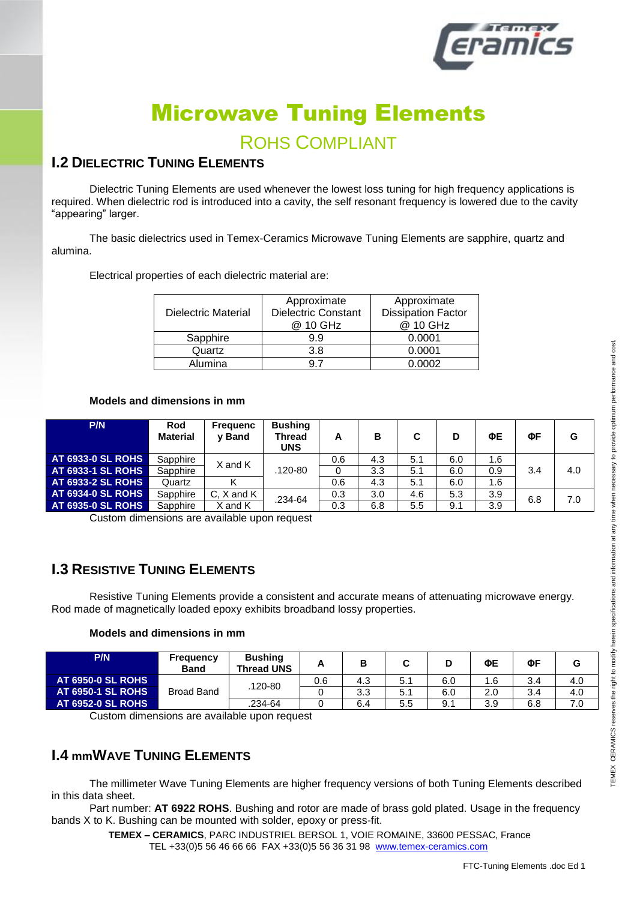# Microwave Tuning Elements

## ROHS COMPLIANT

## I.2 DIELECTRIC TUNING ELEMENTS

Dielectric Tuning Elements are used whenever the lowest loss tuning for high frequency applications is required. When dielectric rod is introduced into a cavity, the self resonant frequency is lowered due to the cavity "appearing" larger.

The basic dielectrics used in Temex-Ceramics Microwave Tuning Elements are sapphire, quartz and alumina.

Electrical properties of each dielectric material are:

| Dielectric Material | Approximate Dielectric Constant @ 10 GHz | Approximate Dissipation Factor @ 10 GHz |
|---|---|---|
| Sapphire | 9.9 | 0.0001 |
| Quartz | 3.8 | 0.0001 |
| Alumina | 9.7 | 0.0002 |

**Models and dimensions in mm**

| P/N | Rod Material | Frequency Band | Bushing Thread UNS | A | B | C | D | ΦE | ΦF | G |
|---|---|---|---|---|---|---|---|---|---|---|
| AT 6933-0 SL ROHS | Sapphire | X and K | .120-80 | 0.6 | 4.3 | 5.1 | 6.0 | 1.6 | 3.4 | 4.0 |
| AT 6933-1 SL ROHS | Sapphire | | | 0 | 3.3 | 5.1 | 6.0 | 0.9 | | |
| AT 6933-2 SL ROHS | Quartz | K | | 0.6 | 4.3 | 5.1 | 6.0 | 1.6 | | |
| AT 6934-0 SL ROHS | Sapphire | C, X and K | .234-64 | 0.3 | 3.0 | 4.6 | 5.3 | 3.9 | 6.8 | 7.0 |
| AT 6935-0 SL ROHS | Sapphire | X and K | | 0.3 | 6.8 | 5.5 | 9.1 | 3.9 | | |

Custom dimensions are available upon request

## I.3 RESISTIVE TUNING ELEMENTS

Resistive Tuning Elements provide a consistent and accurate means of attenuating microwave energy. Rod made of magnetically loaded epoxy exhibits broadband lossy properties.

**Models and dimensions in mm**

| P/N | Frequency Band | Bushing Thread UNS | A | B | C | D | ΦE | ΦF | G |
|---|---|---|---|---|---|---|---|---|---|
| AT 6950-0 SL ROHS | Broad Band | .120-80 | 0.6 | 4.3 | 5.1 | 6.0 | 1.6 | 3.4 | 4.0 |
| AT 6950-1 SL ROHS | | | 0 | 3.3 | 5.1 | 6.0 | 2.0 | 3.4 | 4.0 |
| AT 6952-0 SL ROHS | | .234-64 | 0 | 6.4 | 5.5 | 9.1 | 3.9 | 6.8 | 7.0 |

Custom dimensions are available upon request

## I.4 mmWAVE TUNING ELEMENTS

The millimeter Wave Tuning Elements are higher frequency versions of both Tuning Elements described in this data sheet.

Part number: **AT 6922 ROHS**. Bushing and rotor are made of brass gold plated. Usage in the frequency bands X to K. Bushing can be mounted with solder, epoxy or press-fit.

**TEMEX – CERAMICS**, PARC INDUSTRIEL BERSOL 1, VOIE ROMAINE, 33600 PESSAC, France
TEL +33(0)5 56 46 66 66 FAX +33(0)5 56 36 31 98 www.temex-ceramics.com

TEMEX CERAMICS reserves the right to modify herein specifications and information at any time when necessary to provide optimum performance and cost.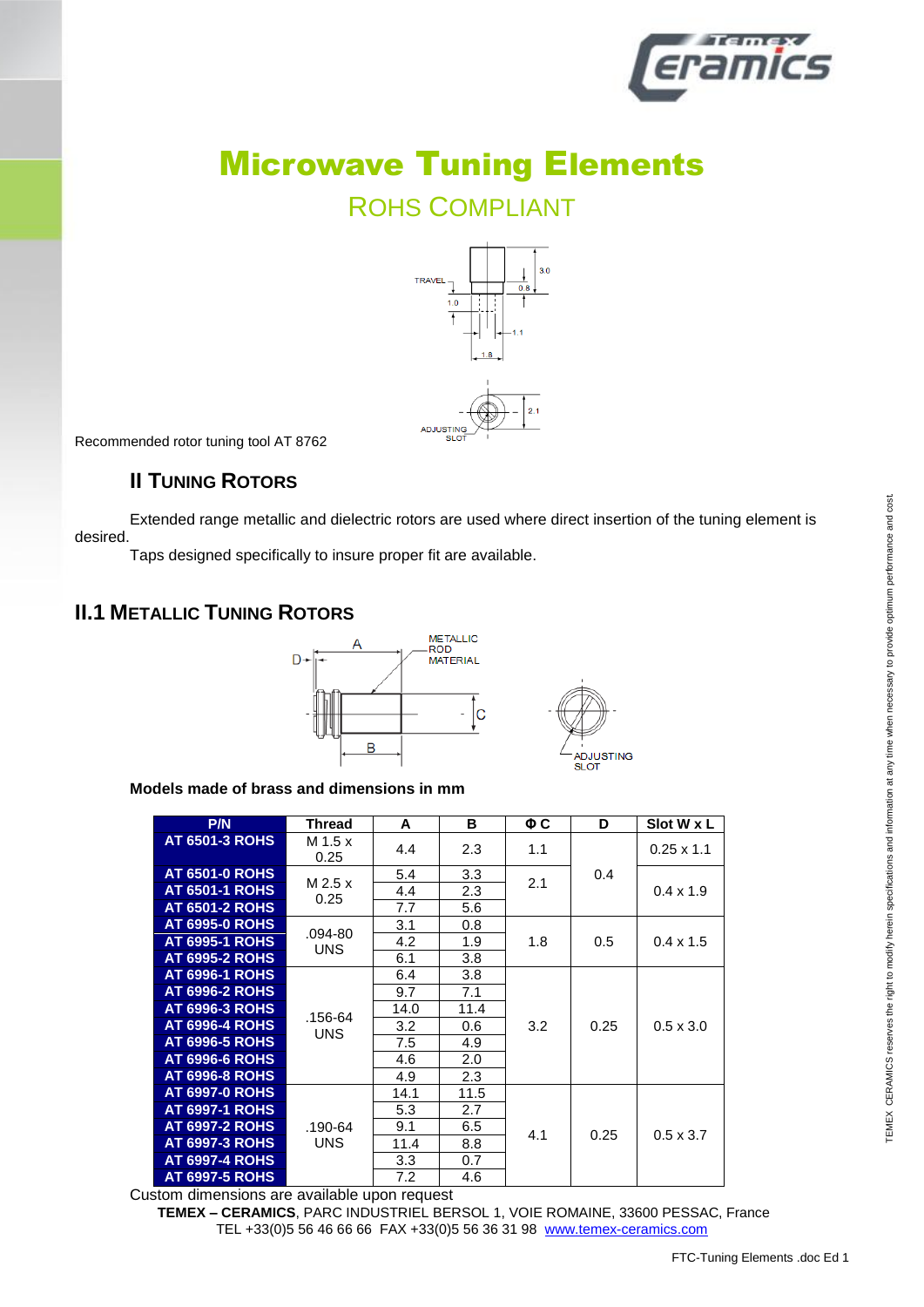# Microwave Tuning Elements

## ROHS COMPLIANT

Recommended rotor tuning tool AT 8762

### II TUNING ROTORS

Extended range metallic and dielectric rotors are used where direct insertion of the tuning element is desired.

Taps designed specifically to insure proper fit are available.

### II.1 METALLIC TUNING ROTORS

**Models made of brass and dimensions in mm**

| P/N | Thread | A | B | Φ C | D | Slot W x L |
|---|---|---|---|---|---|---|
| AT 6501-3 ROHS | M 1.5 x 0.25 | 4.4 | 2.3 | 1.1 | 0.4 | 0.25 x 1.1 |
| AT 6501-0 ROHS | M 2.5 x 0.25 | 5.4 | 3.3 | 2.1 | 0.4 | 0.4 x 1.9 |
| AT 6501-1 ROHS | M 2.5 x 0.25 | 4.4 | 2.3 | 2.1 | 0.4 | 0.4 x 1.9 |
| AT 6501-2 ROHS | M 2.5 x 0.25 | 7.7 | 5.6 | 2.1 | 0.4 | 0.4 x 1.9 |
| AT 6995-0 ROHS | .094-80 UNS | 3.1 | 0.8 | 1.8 | 0.5 | 0.4 x 1.5 |
| AT 6995-1 ROHS | .094-80 UNS | 4.2 | 1.9 | 1.8 | 0.5 | 0.4 x 1.5 |
| AT 6995-2 ROHS | .094-80 UNS | 6.1 | 3.8 | 1.8 | 0.5 | 0.4 x 1.5 |
| AT 6996-1 ROHS | .156-64 UNS | 6.4 | 3.8 | 3.2 | 0.25 | 0.5 x 3.0 |
| AT 6996-2 ROHS | .156-64 UNS | 9.7 | 7.1 | 3.2 | 0.25 | 0.5 x 3.0 |
| AT 6996-3 ROHS | .156-64 UNS | 14.0 | 11.4 | 3.2 | 0.25 | 0.5 x 3.0 |
| AT 6996-4 ROHS | .156-64 UNS | 3.2 | 0.6 | 3.2 | 0.25 | 0.5 x 3.0 |
| AT 6996-5 ROHS | .156-64 UNS | 7.5 | 4.9 | 3.2 | 0.25 | 0.5 x 3.0 |
| AT 6996-6 ROHS | .156-64 UNS | 4.6 | 2.0 | 3.2 | 0.25 | 0.5 x 3.0 |
| AT 6996-8 ROHS | .156-64 UNS | 4.9 | 2.3 | 3.2 | 0.25 | 0.5 x 3.0 |
| AT 6997-0 ROHS | .190-64 UNS | 14.1 | 11.5 | 4.1 | 0.25 | 0.5 x 3.7 |
| AT 6997-1 ROHS | .190-64 UNS | 5.3 | 2.7 | 4.1 | 0.25 | 0.5 x 3.7 |
| AT 6997-2 ROHS | .190-64 UNS | 9.1 | 6.5 | 4.1 | 0.25 | 0.5 x 3.7 |
| AT 6997-3 ROHS | .190-64 UNS | 11.4 | 8.8 | 4.1 | 0.25 | 0.5 x 3.7 |
| AT 6997-4 ROHS | .190-64 UNS | 3.3 | 0.7 | 4.1 | 0.25 | 0.5 x 3.7 |
| AT 6997-5 ROHS | .190-64 UNS | 7.2 | 4.6 | 4.1 | 0.25 | 0.5 x 3.7 |

Custom dimensions are available upon request

**TEMEX – CERAMICS**, PARC INDUSTRIEL BERSOL 1, VOIE ROMAINE, 33600 PESSAC, France
TEL +33(0)5 56 46 66 66 FAX +33(0)5 56 36 31 98 www.temex-ceramics.com

TEMEX CERAMICS reserves the right to modify herein specifications and information at any time when necessary to provide optimum performance and cost.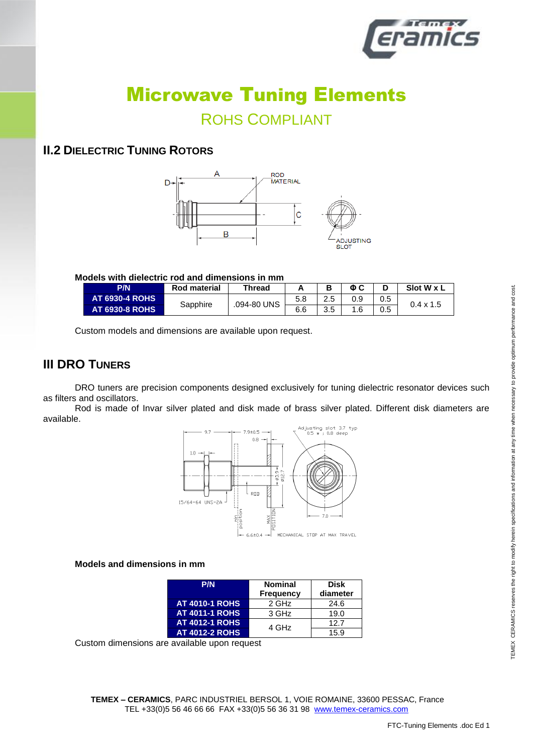# Microwave Tuning Elements

## ROHS COMPLIANT

## II.2 DIELECTRIC TUNING ROTORS

**Models with dielectric rod and dimensions in mm**

| P/N | Rod material | Thread | A | B | Φ C | D | Slot W x L |
|---|---|---|---|---|---|---|---|
| AT 6930-4 ROHS | Sapphire | .094-80 UNS | 5.8 | 2.5 | 0.9 | 0.5 | 0.4 x 1.5 |
| AT 6930-8 ROHS | | | 6.6 | 3.5 | 1.6 | 0.5 | |

Custom models and dimensions are available upon request.

## III DRO TUNERS

DRO tuners are precision components designed exclusively for tuning dielectric resonator devices such as filters and oscillators.

Rod is made of Invar silver plated and disk made of brass silver plated. Different disk diameters are available.

**Models and dimensions in mm**

| P/N | Nominal Frequency | Disk diameter |
|---|---|---|
| AT 4010-1 ROHS | 2 GHz | 24.6 |
| AT 4011-1 ROHS | 3 GHz | 19.0 |
| AT 4012-1 ROHS | 4 GHz | 12.7 |
| AT 4012-2 ROHS | | 15.9 |

Custom dimensions are available upon request

**TEMEX – CERAMICS**, PARC INDUSTRIEL BERSOL 1, VOIE ROMAINE, 33600 PESSAC, France
TEL +33(0)5 56 46 66 66 FAX +33(0)5 56 36 31 98 www.temex-ceramics.com

TEMEX CERAMICS reserves the right to modify herein specifications and information at any time when necessary to provide optimum performance and cost.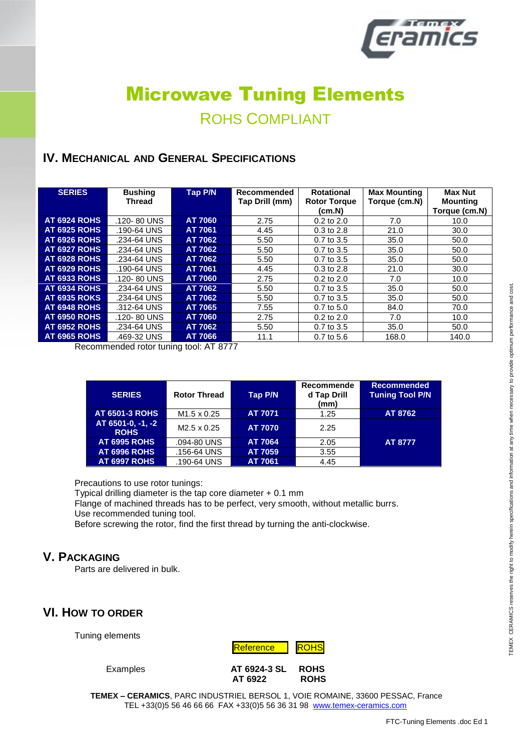# Microwave Tuning Elements

## ROHS COMPLIANT

## IV. MECHANICAL AND GENERAL SPECIFICATIONS

| SERIES | Bushing Thread | Tap P/N | Recommended Tap Drill (mm) | Rotational Rotor Torque (cm.N) | Max Mounting Torque (cm.N) | Max Nut Mounting Torque (cm.N) |
|---|---|---|---|---|---|---|
| AT 6924 ROHS | .120- 80 UNS | AT 7060 | 2.75 | 0.2 to 2.0 | 7.0 | 10.0 |
| AT 6925 ROHS | .190-64 UNS | AT 7061 | 4.45 | 0.3 to 2.8 | 21.0 | 30.0 |
| AT 6926 ROHS | .234-64 UNS | AT 7062 | 5.50 | 0.7 to 3.5 | 35.0 | 50.0 |
| AT 6927 ROHS | .234-64 UNS | AT 7062 | 5.50 | 0.7 to 3.5 | 35.0 | 50.0 |
| AT 6928 ROHS | .234-64 UNS | AT 7062 | 5.50 | 0.7 to 3.5 | 35.0 | 50.0 |
| AT 6929 ROHS | .190-64 UNS | AT 7061 | 4.45 | 0.3 to 2.8 | 21.0 | 30.0 |
| AT 6933 ROHS | .120- 80 UNS | AT 7060 | 2.75 | 0.2 to 2.0 | 7.0 | 10.0 |
| AT 6934 ROHS | .234-64 UNS | AT 7062 | 5.50 | 0.7 to 3.5 | 35.0 | 50.0 |
| AT 6935 ROKS | .234-64 UNS | AT 7062 | 5.50 | 0.7 to 3.5 | 35.0 | 50.0 |
| AT 6948 ROHS | .312-64 UNS | AT 7065 | 7.55 | 0.7 to 5.0 | 84.0 | 70.0 |
| AT 6950 ROHS | .120- 80 UNS | AT 7060 | 2.75 | 0.2 to 2.0 | 7.0 | 10.0 |
| AT 6952 ROHS | .234-64 UNS | AT 7062 | 5.50 | 0.7 to 3.5 | 35.0 | 50.0 |
| AT 6965 ROHS | .469-32 UNS | AT 7066 | 11.1 | 0.7 to 5.6 | 168.0 | 140.0 |

Recommended rotor tuning tool: AT 8777

| SERIES | Rotor Thread | Tap P/N | Recommended Tap Drill (mm) | Recommended Tuning Tool P/N |
|---|---|---|---|---|
| AT 6501-3 ROHS | M1.5 x 0.25 | AT 7071 | 1.25 | AT 8762 |
| AT 6501-0, -1, -2 ROHS | M2.5 x 0.25 | AT 7070 | 2.25 | AT 8777 |
| AT 6995 ROHS | .094-80 UNS | AT 7064 | 2.05 | |
| AT 6996 ROHS | .156-64 UNS | AT 7059 | 3.55 | |
| AT 6997 ROHS | .190-64 UNS | AT 7061 | 4.45 | |

Precautions to use rotor tunings:
Typical drilling diameter is the tap core diameter + 0.1 mm
Flange of machined threads has to be perfect, very smooth, without metallic burrs.
Use recommended tuning tool.
Before screwing the rotor, find the first thread by turning the anti-clockwise.

## V. PACKAGING

Parts are delivered in bulk.

## VI. HOW TO ORDER

Tuning elements

Reference | ROHS

Examples

**AT 6924-3 SL ROHS**
**AT 6922 ROHS**

**TEMEX – CERAMICS**, PARC INDUSTRIEL BERSOL 1, VOIE ROMAINE, 33600 PESSAC, France
TEL +33(0)5 56 46 66 66 FAX +33(0)5 56 36 31 98 www.temex-ceramics.com

TEMEX CERAMICS reserves the right to modify herein specifications and information at any time when necessary to provide optimum performance and cost.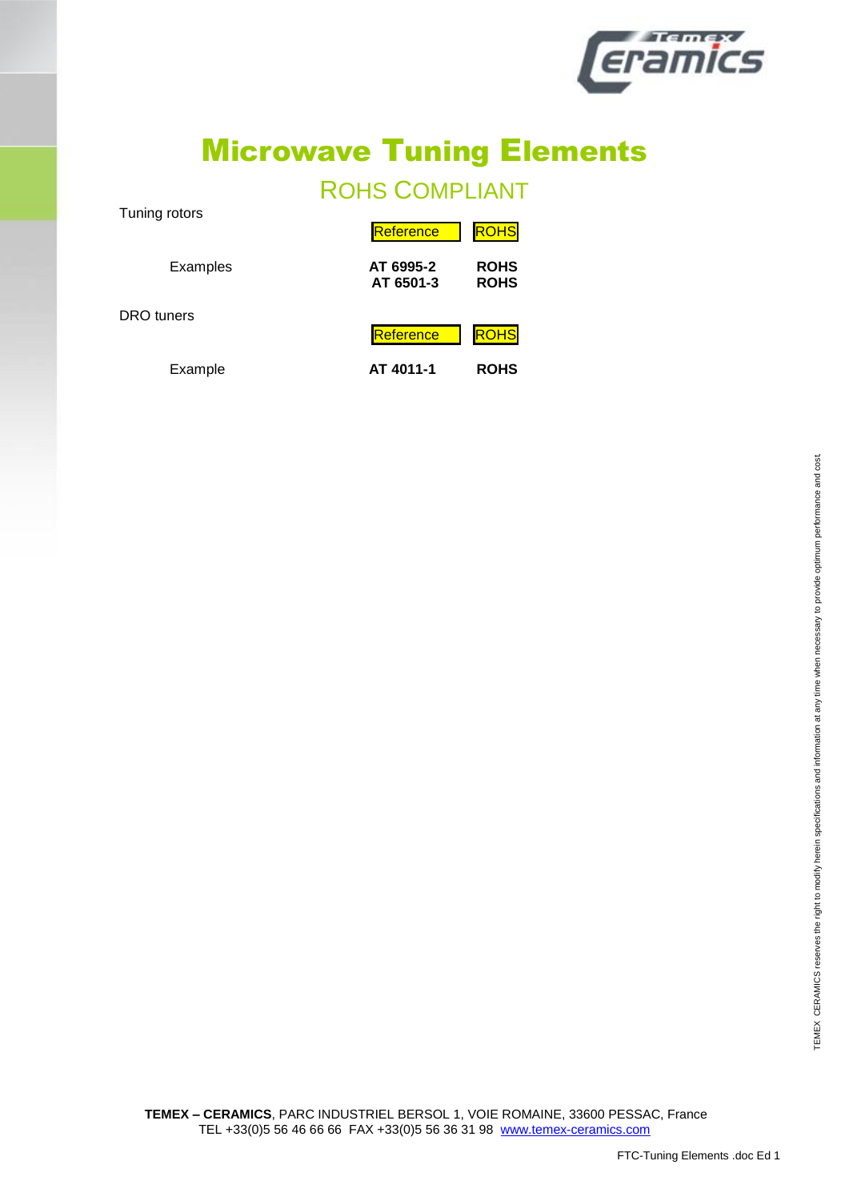# Microwave Tuning Elements

## ROHS COMPLIANT

Tuning rotors

| | Reference | ROHS |
|---|---|---|
| Examples | **AT 6995-2** | **ROHS** |
| | **AT 6501-3** | **ROHS** |

DRO tuners

| | Reference | ROHS |
|---|---|---|
| Example | **AT 4011-1** | **ROHS** |

TEMEX CERAMICS reserves the right to modify herein specifications and information at any time when necessary to provide optimum performance and cost.

**TEMEX – CERAMICS**, PARC INDUSTRIEL BERSOL 1, VOIE ROMAINE, 33600 PESSAC, France
TEL +33(0)5 56 46 66 66 FAX +33(0)5 56 36 31 98 www.temex-ceramics.com

FTC-Tuning Elements .doc Ed 1